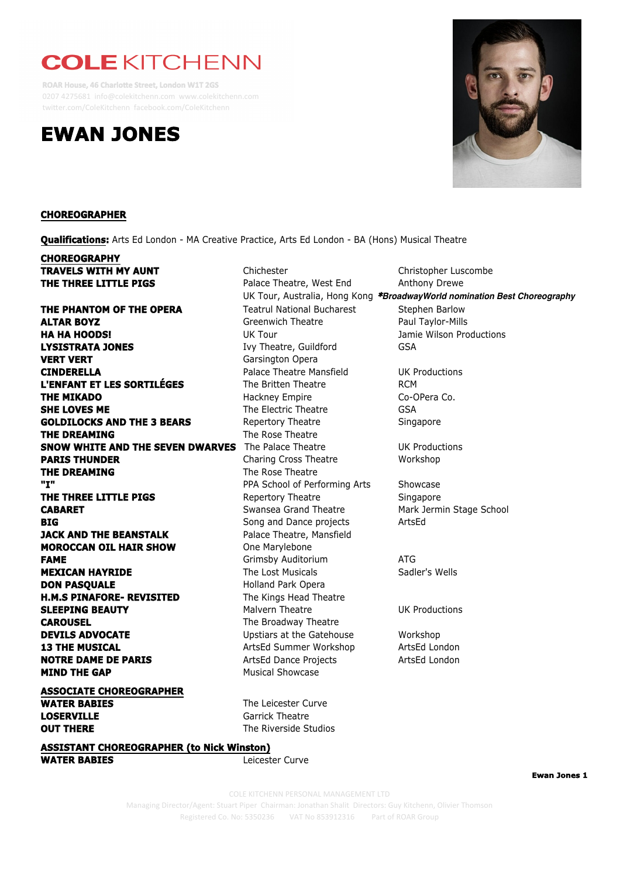# COLE KITCHENN

ROAR House, 46 Charlotte Street, London W1T 2GS
0207 4275681 info@colekitchenn.com www.colekitchenn.com
twitter.com/ColeKitchenn facebook.com/ColeKitchenn

# EWAN JONES

## CHOREOGRAPHER

**Qualifications:** Arts Ed London - MA Creative Practice, Arts Ed London - BA (Hons) Musical Theatre

### CHOREOGRAPHY

| | | |
|---|---|---|
| **TRAVELS WITH MY AUNT** | Chichester | Christopher Luscombe |
| **THE THREE LITTLE PIGS** | Palace Theatre, West End | Anthony Drewe |
| | UK Tour, Australia, Hong Kong | ***BroadwayWorld nomination Best Choreography** |
| **THE PHANTOM OF THE OPERA** | Teatrul National Bucharest | Stephen Barlow |
| **ALTAR BOYZ** | Greenwich Theatre | Paul Taylor-Mills |
| **HA HA HOODS!** | UK Tour | Jamie Wilson Productions |
| **LYSISTRATA JONES** | Ivy Theatre, Guildford | GSA |
| **VERT VERT** | Garsington Opera | |
| **CINDERELLA** | Palace Theatre Mansfield | UK Productions |
| **L'ENFANT ET LES SORTILÉGES** | The Britten Theatre | RCM |
| **THE MIKADO** | Hackney Empire | Co-OPera Co. |
| **SHE LOVES ME** | The Electric Theatre | GSA |
| **GOLDILOCKS AND THE 3 BEARS** | Repertory Theatre | Singapore |
| **THE DREAMING** | The Rose Theatre | |
| **SNOW WHITE AND THE SEVEN DWARVES** | The Palace Theatre | UK Productions |
| **PARIS THUNDER** | Charing Cross Theatre | Workshop |
| **THE DREAMING** | The Rose Theatre | |
| **"I"** | PPA School of Performing Arts | Showcase |
| **THE THREE LITTLE PIGS** | Repertory Theatre | Singapore |
| **CABARET** | Swansea Grand Theatre | Mark Jermin Stage School |
| **BIG** | Song and Dance projects | ArtsEd |
| **JACK AND THE BEANSTALK** | Palace Theatre, Mansfield | |
| **MOROCCAN OIL HAIR SHOW** | One Marylebone | |
| **FAME** | Grimsby Auditorium | ATG |
| **MEXICAN HAYRIDE** | The Lost Musicals | Sadler's Wells |
| **DON PASQUALE** | Holland Park Opera | |
| **H.M.S PINAFORE- REVISITED** | The Kings Head Theatre | |
| **SLEEPING BEAUTY** | Malvern Theatre | UK Productions |
| **CAROUSEL** | The Broadway Theatre | |
| **DEVILS ADVOCATE** | Upstiars at the Gatehouse | Workshop |
| **13 THE MUSICAL** | ArtsEd Summer Workshop | ArtsEd London |
| **NOTRE DAME DE PARIS** | ArtsEd Dance Projects | ArtsEd London |
| **MIND THE GAP** | Musical Showcase | |

### ASSOCIATE CHOREOGRAPHER

| | |
|---|---|
| **WATER BABIES** | The Leicester Curve |
| **LOSERVILLE** | Garrick Theatre |
| **OUT THERE** | The Riverside Studios |

### ASSISTANT CHOREOGRAPHER (to Nick Winston)

| | |
|---|---|
| **WATER BABIES** | Leicester Curve |

COLE KITCHENN PERSONAL MANAGEMENT LTD
Managing Director/Agent: Stuart Piper Chairman: Jonathan Shalit Directors: Guy Kitchenn, Olivier Thomson
Registered Co. No: 5350236 VAT No 853912316 Part of ROAR Group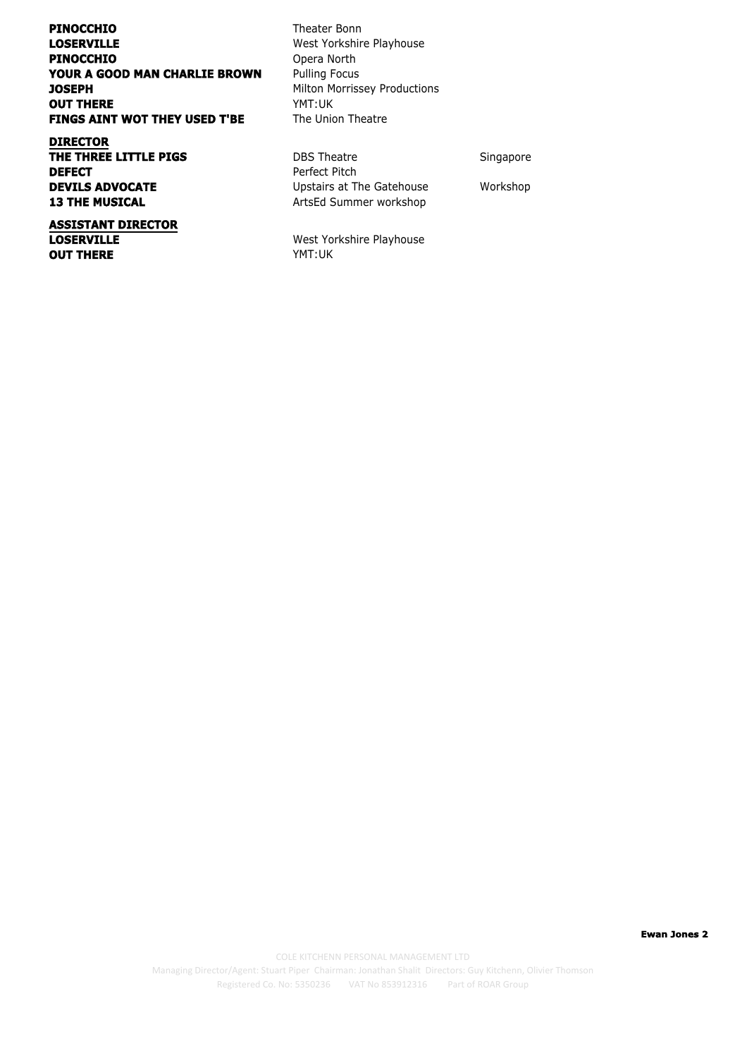| | | |
|---|---|---|
| **PINOCCHIO** | Theater Bonn | |
| **LOSERVILLE** | West Yorkshire Playhouse | |
| **PINOCCHIO** | Opera North | |
| **YOUR A GOOD MAN CHARLIE BROWN** | Pulling Focus | |
| **JOSEPH** | Milton Morrissey Productions | |
| **OUT THERE** | YMT:UK | |
| **FINGS AINT WOT THEY USED T'BE** | The Union Theatre | |

## DIRECTOR

| | | |
|---|---|---|
| **THE THREE LITTLE PIGS** | DBS Theatre | Singapore |
| **DEFECT** | Perfect Pitch | |
| **DEVILS ADVOCATE** | Upstairs at The Gatehouse | Workshop |
| **13 THE MUSICAL** | ArtsEd Summer workshop | |

## ASSISTANT DIRECTOR

| | |
|---|---|
| **LOSERVILLE** | West Yorkshire Playhouse |
| **OUT THERE** | YMT:UK |